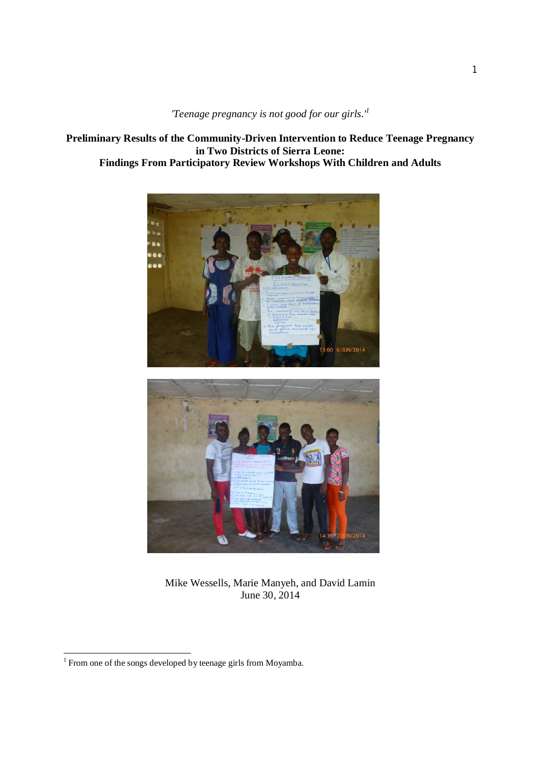*'Teenage pregnancy is not good for our girls.'*[1]

# Preliminary Results of the Community-Driven Intervention to Reduce Teenage Pregnancy in Two Districts of Sierra Leone: Findings From Participatory Review Workshops With Children and Adults

Mike Wessells, Marie Manyeh, and David Lamin
June 30, 2014

[1] From one of the songs developed by teenage girls from Moyamba.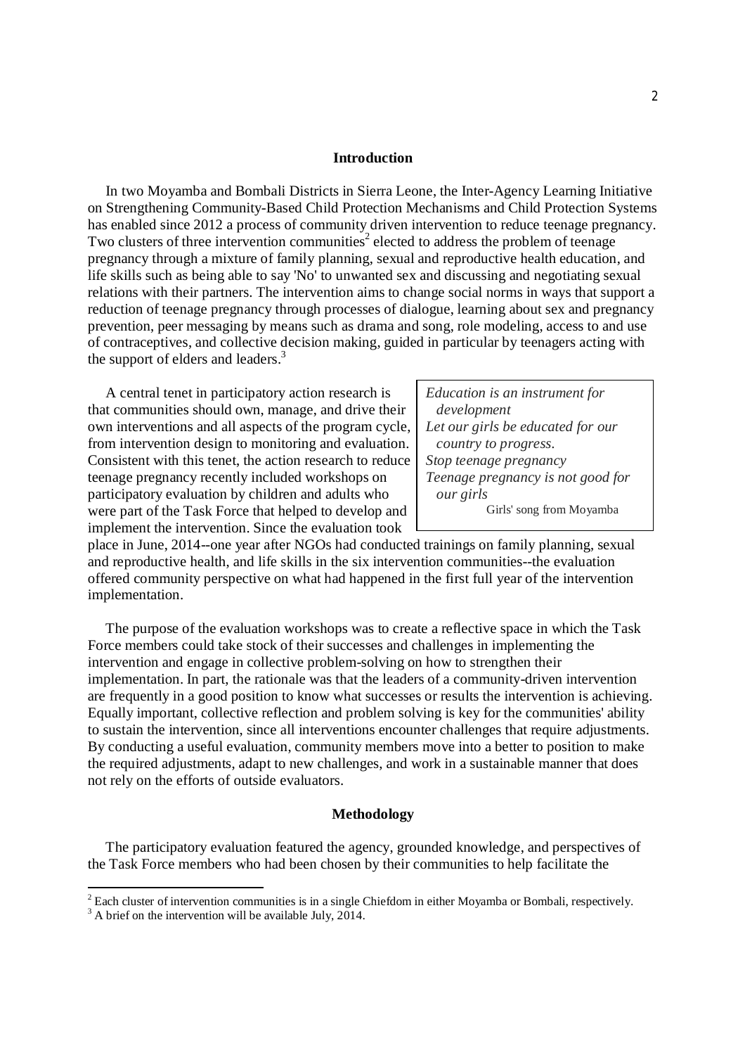## Introduction

In two Moyamba and Bombali Districts in Sierra Leone, the Inter-Agency Learning Initiative on Strengthening Community-Based Child Protection Mechanisms and Child Protection Systems has enabled since 2012 a process of community driven intervention to reduce teenage pregnancy. Two clusters of three intervention communities[2] elected to address the problem of teenage pregnancy through a mixture of family planning, sexual and reproductive health education, and life skills such as being able to say 'No' to unwanted sex and discussing and negotiating sexual relations with their partners. The intervention aims to change social norms in ways that support a reduction of teenage pregnancy through processes of dialogue, learning about sex and pregnancy prevention, peer messaging by means such as drama and song, role modeling, access to and use of contraceptives, and collective decision making, guided in particular by teenagers acting with the support of elders and leaders.[3]

> *Education is an instrument for development*
> *Let our girls be educated for our country to progress.*
> *Stop teenage pregnancy*
> *Teenage pregnancy is not good for our girls*
>
> Girls' song from Moyamba

A central tenet in participatory action research is that communities should own, manage, and drive their own interventions and all aspects of the program cycle, from intervention design to monitoring and evaluation. Consistent with this tenet, the action research to reduce teenage pregnancy recently included workshops on participatory evaluation by children and adults who were part of the Task Force that helped to develop and implement the intervention. Since the evaluation took place in June, 2014--one year after NGOs had conducted trainings on family planning, sexual and reproductive health, and life skills in the six intervention communities--the evaluation offered community perspective on what had happened in the first full year of the intervention implementation.

The purpose of the evaluation workshops was to create a reflective space in which the Task Force members could take stock of their successes and challenges in implementing the intervention and engage in collective problem-solving on how to strengthen their implementation. In part, the rationale was that the leaders of a community-driven intervention are frequently in a good position to know what successes or results the intervention is achieving. Equally important, collective reflection and problem solving is key for the communities' ability to sustain the intervention, since all interventions encounter challenges that require adjustments. By conducting a useful evaluation, community members move into a better to position to make the required adjustments, adapt to new challenges, and work in a sustainable manner that does not rely on the efforts of outside evaluators.

## Methodology

The participatory evaluation featured the agency, grounded knowledge, and perspectives of the Task Force members who had been chosen by their communities to help facilitate the

---

[2] Each cluster of intervention communities is in a single Chiefdom in either Moyamba or Bombali, respectively.

[3] A brief on the intervention will be available July, 2014.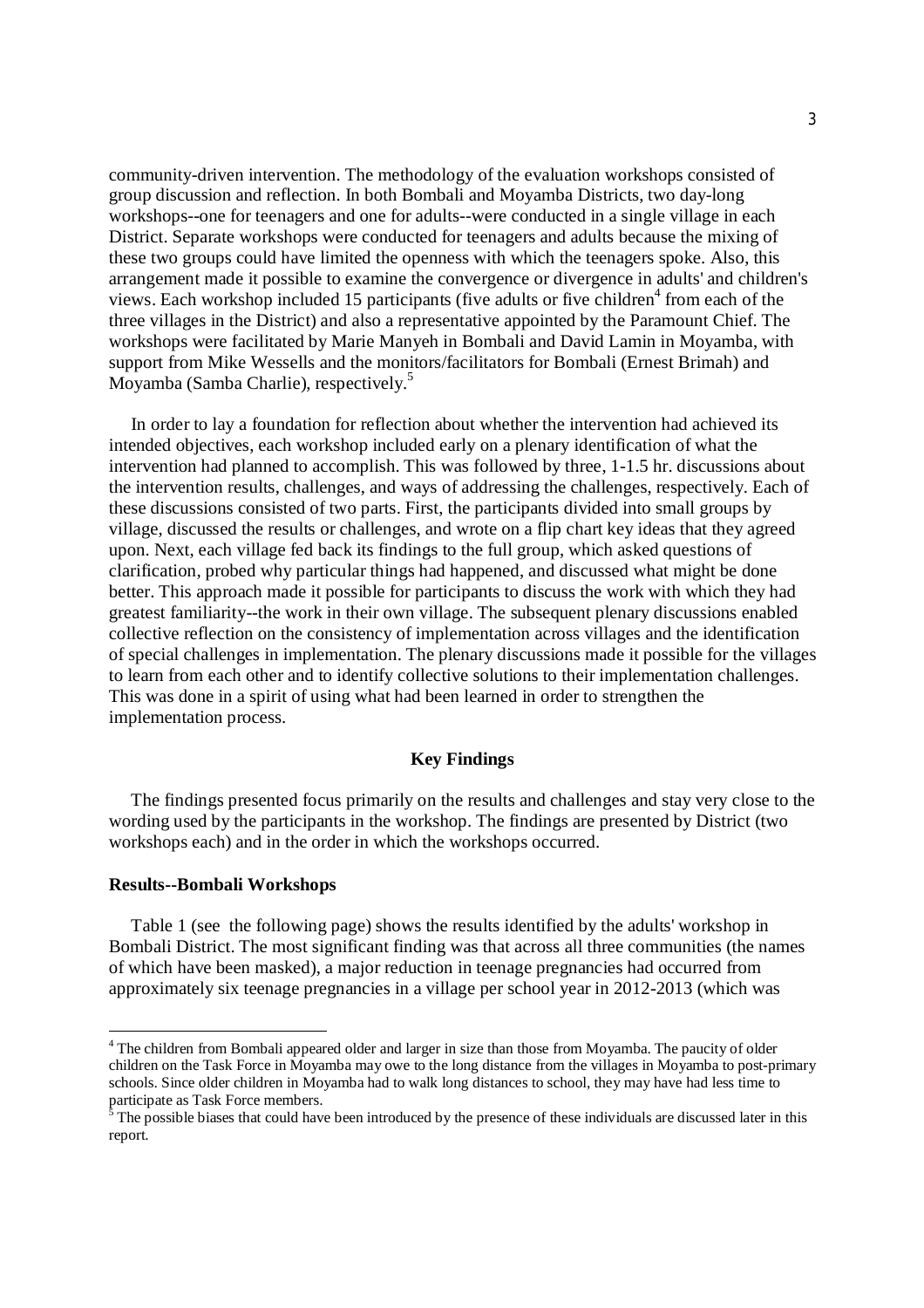community-driven intervention. The methodology of the evaluation workshops consisted of group discussion and reflection. In both Bombali and Moyamba Districts, two day-long workshops--one for teenagers and one for adults--were conducted in a single village in each District. Separate workshops were conducted for teenagers and adults because the mixing of these two groups could have limited the openness with which the teenagers spoke. Also, this arrangement made it possible to examine the convergence or divergence in adults' and children's views. Each workshop included 15 participants (five adults or five children[4] from each of the three villages in the District) and also a representative appointed by the Paramount Chief. The workshops were facilitated by Marie Manyeh in Bombali and David Lamin in Moyamba, with support from Mike Wessells and the monitors/facilitators for Bombali (Ernest Brimah) and Moyamba (Samba Charlie), respectively.[5]

In order to lay a foundation for reflection about whether the intervention had achieved its intended objectives, each workshop included early on a plenary identification of what the intervention had planned to accomplish. This was followed by three, 1-1.5 hr. discussions about the intervention results, challenges, and ways of addressing the challenges, respectively. Each of these discussions consisted of two parts. First, the participants divided into small groups by village, discussed the results or challenges, and wrote on a flip chart key ideas that they agreed upon. Next, each village fed back its findings to the full group, which asked questions of clarification, probed why particular things had happened, and discussed what might be done better. This approach made it possible for participants to discuss the work with which they had greatest familiarity--the work in their own village. The subsequent plenary discussions enabled collective reflection on the consistency of implementation across villages and the identification of special challenges in implementation. The plenary discussions made it possible for the villages to learn from each other and to identify collective solutions to their implementation challenges. This was done in a spirit of using what had been learned in order to strengthen the implementation process.

## Key Findings

The findings presented focus primarily on the results and challenges and stay very close to the wording used by the participants in the workshop. The findings are presented by District (two workshops each) and in the order in which the workshops occurred.

### Results--Bombali Workshops

Table 1 (see the following page) shows the results identified by the adults' workshop in Bombali District. The most significant finding was that across all three communities (the names of which have been masked), a major reduction in teenage pregnancies had occurred from approximately six teenage pregnancies in a village per school year in 2012-2013 (which was

---

[4] The children from Bombali appeared older and larger in size than those from Moyamba. The paucity of older children on the Task Force in Moyamba may owe to the long distance from the villages in Moyamba to post-primary schools. Since older children in Moyamba had to walk long distances to school, they may have had less time to participate as Task Force members.

[5] The possible biases that could have been introduced by the presence of these individuals are discussed later in this report.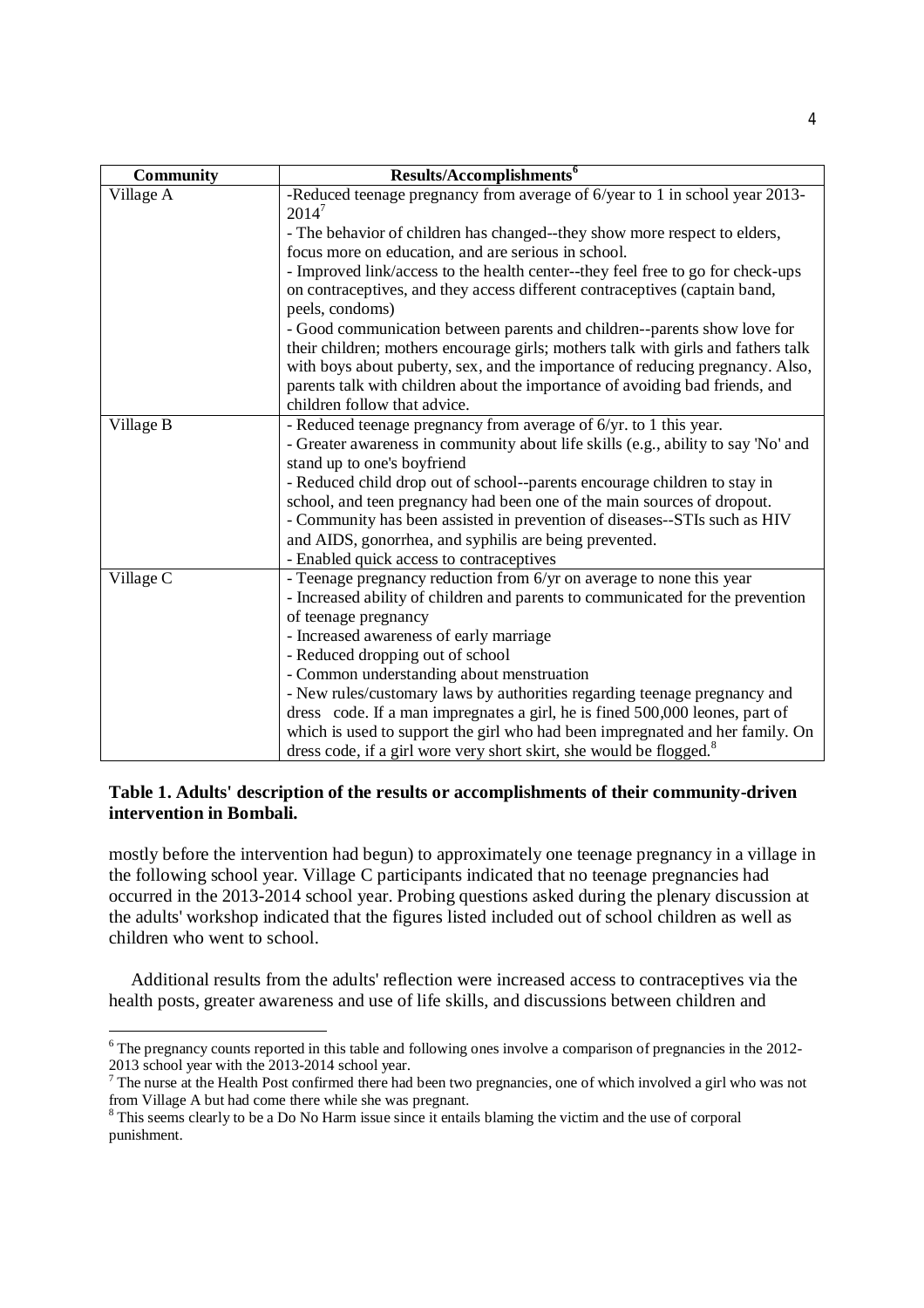| Community | Results/Accomplishments[6] |
|---|---|
| Village A | -Reduced teenage pregnancy from average of 6/year to 1 in school year 2013-2014[7]<br>- The behavior of children has changed--they show more respect to elders, focus more on education, and are serious in school.<br>- Improved link/access to the health center--they feel free to go for check-ups on contraceptives, and they access different contraceptives (captain band, peels, condoms)<br>- Good communication between parents and children--parents show love for their children; mothers encourage girls; mothers talk with girls and fathers talk with boys about puberty, sex, and the importance of reducing pregnancy. Also, parents talk with children about the importance of avoiding bad friends, and children follow that advice. |
| Village B | - Reduced teenage pregnancy from average of 6/yr. to 1 this year.<br>- Greater awareness in community about life skills (e.g., ability to say 'No' and stand up to one's boyfriend<br>- Reduced child drop out of school--parents encourage children to stay in school, and teen pregnancy had been one of the main sources of dropout.<br>- Community has been assisted in prevention of diseases--STIs such as HIV and AIDS, gonorrhea, and syphilis are being prevented.<br>- Enabled quick access to contraceptives |
| Village C | - Teenage pregnancy reduction from 6/yr on average to none this year<br>- Increased ability of children and parents to communicated for the prevention of teenage pregnancy<br>- Increased awareness of early marriage<br>- Reduced dropping out of school<br>- Common understanding about menstruation<br>- New rules/customary laws by authorities regarding teenage pregnancy and dress code. If a man impregnates a girl, he is fined 500,000 leones, part of which is used to support the girl who had been impregnated and her family. On dress code, if a girl wore very short skirt, she would be flogged.[8] |

**Table 1. Adults' description of the results or accomplishments of their community-driven intervention in Bombali.**

mostly before the intervention had begun) to approximately one teenage pregnancy in a village in the following school year. Village C participants indicated that no teenage pregnancies had occurred in the 2013-2014 school year. Probing questions asked during the plenary discussion at the adults' workshop indicated that the figures listed included out of school children as well as children who went to school.

Additional results from the adults' reflection were increased access to contraceptives via the health posts, greater awareness and use of life skills, and discussions between children and

---

[6] The pregnancy counts reported in this table and following ones involve a comparison of pregnancies in the 2012-2013 school year with the 2013-2014 school year.

[7] The nurse at the Health Post confirmed there had been two pregnancies, one of which involved a girl who was not from Village A but had come there while she was pregnant.

[8] This seems clearly to be a Do No Harm issue since it entails blaming the victim and the use of corporal punishment.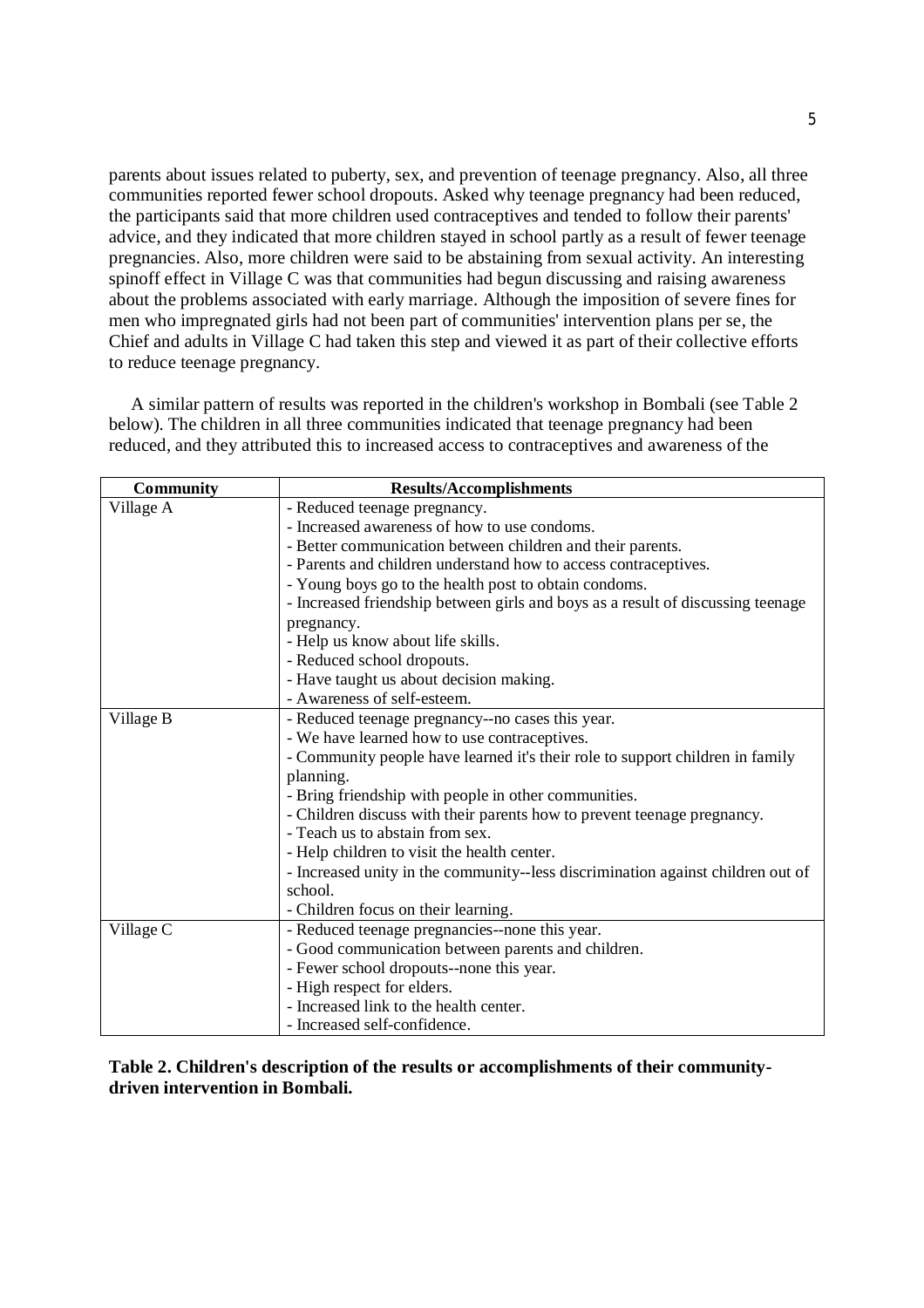parents about issues related to puberty, sex, and prevention of teenage pregnancy. Also, all three communities reported fewer school dropouts. Asked why teenage pregnancy had been reduced, the participants said that more children used contraceptives and tended to follow their parents' advice, and they indicated that more children stayed in school partly as a result of fewer teenage pregnancies. Also, more children were said to be abstaining from sexual activity. An interesting spinoff effect in Village C was that communities had begun discussing and raising awareness about the problems associated with early marriage. Although the imposition of severe fines for men who impregnated girls had not been part of communities' intervention plans per se, the Chief and adults in Village C had taken this step and viewed it as part of their collective efforts to reduce teenage pregnancy.

A similar pattern of results was reported in the children's workshop in Bombali (see Table 2 below). The children in all three communities indicated that teenage pregnancy had been reduced, and they attributed this to increased access to contraceptives and awareness of the

| Community | Results/Accomplishments |
|---|---|
| Village A | - Reduced teenage pregnancy.<br>- Increased awareness of how to use condoms.<br>- Better communication between children and their parents.<br>- Parents and children understand how to access contraceptives.<br>- Young boys go to the health post to obtain condoms.<br>- Increased friendship between girls and boys as a result of discussing teenage pregnancy.<br>- Help us know about life skills.<br>- Reduced school dropouts.<br>- Have taught us about decision making.<br>- Awareness of self-esteem. |
| Village B | - Reduced teenage pregnancy--no cases this year.<br>- We have learned how to use contraceptives.<br>- Community people have learned it's their role to support children in family planning.<br>- Bring friendship with people in other communities.<br>- Children discuss with their parents how to prevent teenage pregnancy.<br>- Teach us to abstain from sex.<br>- Help children to visit the health center.<br>- Increased unity in the community--less discrimination against children out of school.<br>- Children focus on their learning. |
| Village C | - Reduced teenage pregnancies--none this year.<br>- Good communication between parents and children.<br>- Fewer school dropouts--none this year.<br>- High respect for elders.<br>- Increased link to the health center.<br>- Increased self-confidence. |

**Table 2. Children's description of the results or accomplishments of their community-driven intervention in Bombali.**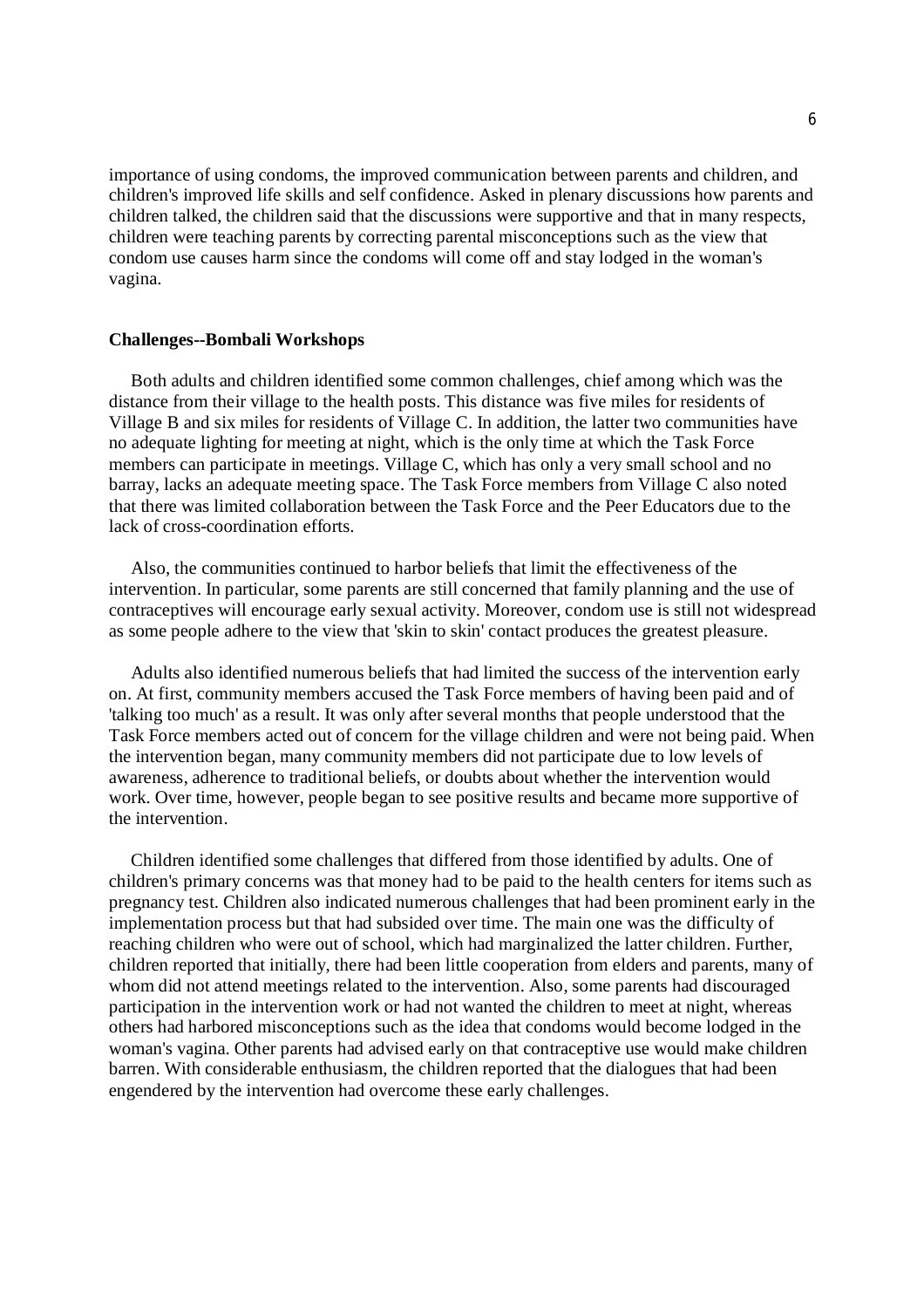importance of using condoms, the improved communication between parents and children, and children's improved life skills and self confidence. Asked in plenary discussions how parents and children talked, the children said that the discussions were supportive and that in many respects, children were teaching parents by correcting parental misconceptions such as the view that condom use causes harm since the condoms will come off and stay lodged in the woman's vagina.

**Challenges--Bombali Workshops**

Both adults and children identified some common challenges, chief among which was the distance from their village to the health posts. This distance was five miles for residents of Village B and six miles for residents of Village C. In addition, the latter two communities have no adequate lighting for meeting at night, which is the only time at which the Task Force members can participate in meetings. Village C, which has only a very small school and no barray, lacks an adequate meeting space. The Task Force members from Village C also noted that there was limited collaboration between the Task Force and the Peer Educators due to the lack of cross-coordination efforts.

Also, the communities continued to harbor beliefs that limit the effectiveness of the intervention. In particular, some parents are still concerned that family planning and the use of contraceptives will encourage early sexual activity. Moreover, condom use is still not widespread as some people adhere to the view that 'skin to skin' contact produces the greatest pleasure.

Adults also identified numerous beliefs that had limited the success of the intervention early on. At first, community members accused the Task Force members of having been paid and of 'talking too much' as a result. It was only after several months that people understood that the Task Force members acted out of concern for the village children and were not being paid. When the intervention began, many community members did not participate due to low levels of awareness, adherence to traditional beliefs, or doubts about whether the intervention would work. Over time, however, people began to see positive results and became more supportive of the intervention.

Children identified some challenges that differed from those identified by adults. One of children's primary concerns was that money had to be paid to the health centers for items such as pregnancy test. Children also indicated numerous challenges that had been prominent early in the implementation process but that had subsided over time. The main one was the difficulty of reaching children who were out of school, which had marginalized the latter children. Further, children reported that initially, there had been little cooperation from elders and parents, many of whom did not attend meetings related to the intervention. Also, some parents had discouraged participation in the intervention work or had not wanted the children to meet at night, whereas others had harbored misconceptions such as the idea that condoms would become lodged in the woman's vagina. Other parents had advised early on that contraceptive use would make children barren. With considerable enthusiasm, the children reported that the dialogues that had been engendered by the intervention had overcome these early challenges.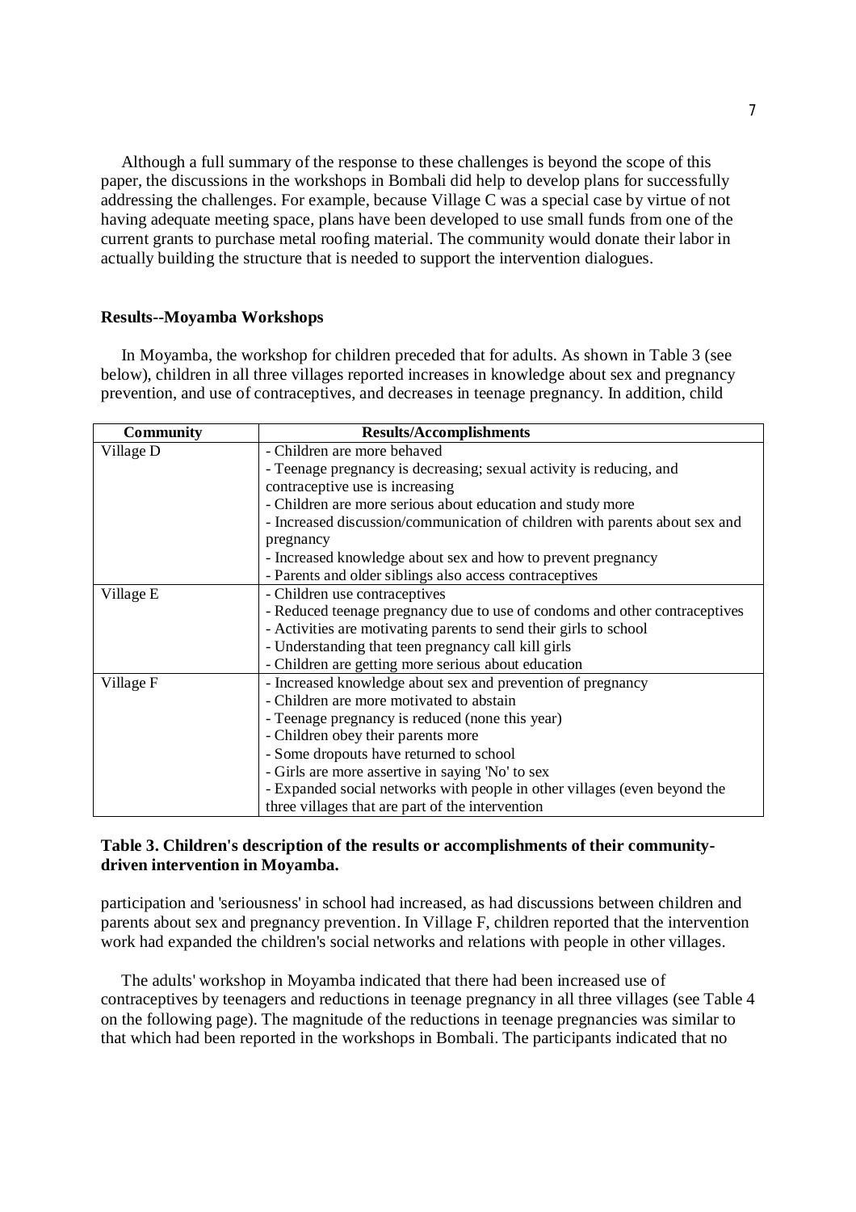Although a full summary of the response to these challenges is beyond the scope of this paper, the discussions in the workshops in Bombali did help to develop plans for successfully addressing the challenges. For example, because Village C was a special case by virtue of not having adequate meeting space, plans have been developed to use small funds from one of the current grants to purchase metal roofing material. The community would donate their labor in actually building the structure that is needed to support the intervention dialogues.

**Results--Moyamba Workshops**

In Moyamba, the workshop for children preceded that for adults. As shown in Table 3 (see below), children in all three villages reported increases in knowledge about sex and pregnancy prevention, and use of contraceptives, and decreases in teenage pregnancy. In addition, child participation and 'seriousness' in school had increased, as had discussions between children and parents about sex and pregnancy prevention. In Village F, children reported that the intervention work had expanded the children's social networks and relations with people in other villages.

| Community | Results/Accomplishments |
|---|---|
| Village D | - Children are more behaved<br>- Teenage pregnancy is decreasing; sexual activity is reducing, and contraceptive use is increasing<br>- Children are more serious about education and study more<br>- Increased discussion/communication of children with parents about sex and pregnancy<br>- Increased knowledge about sex and how to prevent pregnancy<br>- Parents and older siblings also access contraceptives |
| Village E | - Children use contraceptives<br>- Reduced teenage pregnancy due to use of condoms and other contraceptives<br>- Activities are motivating parents to send their girls to school<br>- Understanding that teen pregnancy call kill girls<br>- Children are getting more serious about education |
| Village F | - Increased knowledge about sex and prevention of pregnancy<br>- Children are more motivated to abstain<br>- Teenage pregnancy is reduced (none this year)<br>- Children obey their parents more<br>- Some dropouts have returned to school<br>- Girls are more assertive in saying 'No' to sex<br>- Expanded social networks with people in other villages (even beyond the three villages that are part of the intervention |

**Table 3. Children's description of the results or accomplishments of their community-driven intervention in Moyamba.**

The adults' workshop in Moyamba indicated that there had been increased use of contraceptives by teenagers and reductions in teenage pregnancy in all three villages (see Table 4 on the following page). The magnitude of the reductions in teenage pregnancies was similar to that which had been reported in the workshops in Bombali. The participants indicated that no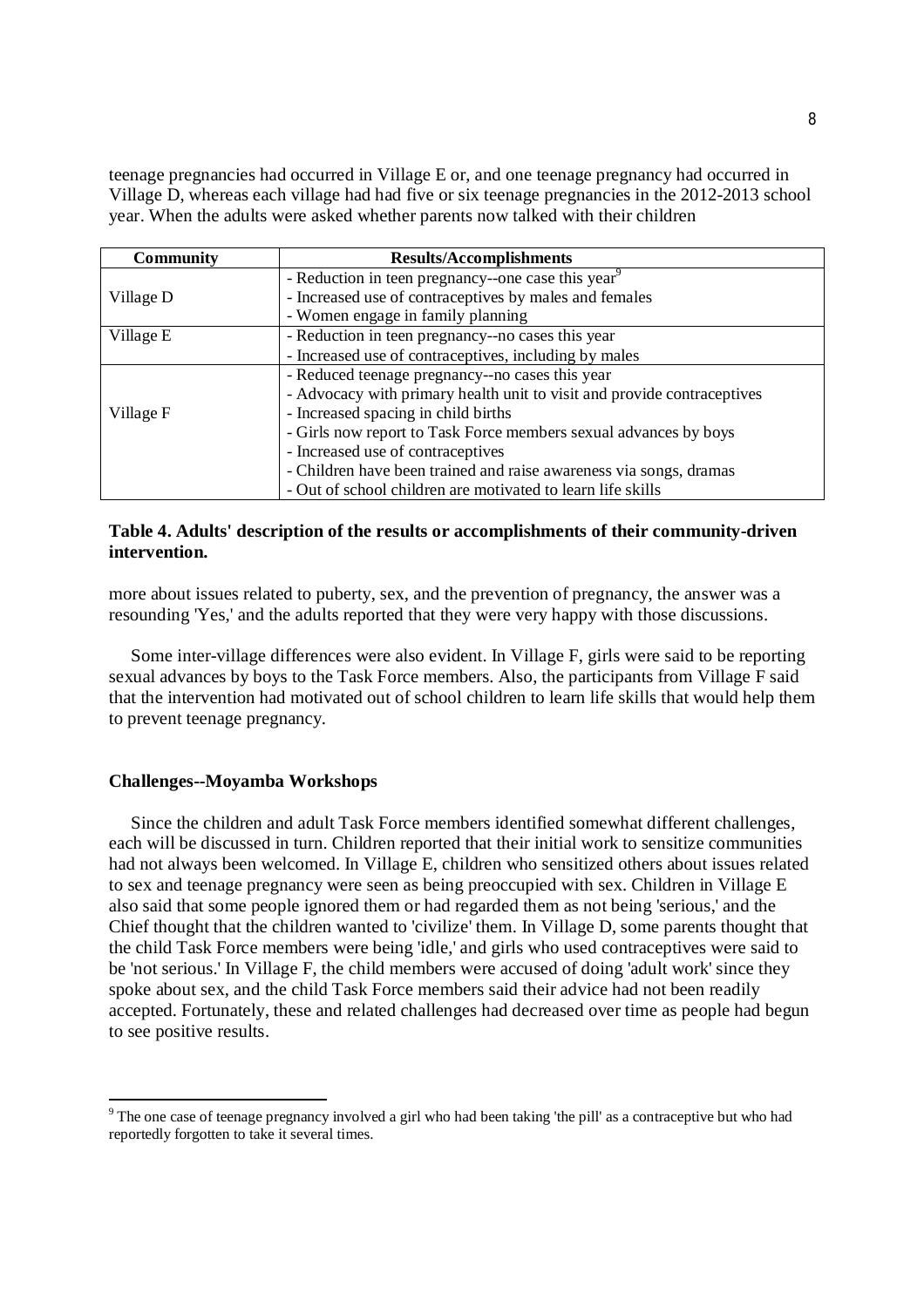teenage pregnancies had occurred in Village E or, and one teenage pregnancy had occurred in Village D, whereas each village had had five or six teenage pregnancies in the 2012-2013 school year. When the adults were asked whether parents now talked with their children

| Community | Results/Accomplishments |
|---|---|
| Village D | - Reduction in teen pregnancy--one case this year[9]<br>- Increased use of contraceptives by males and females<br>- Women engage in family planning |
| Village E | - Reduction in teen pregnancy--no cases this year<br>- Increased use of contraceptives, including by males |
| Village F | - Reduced teenage pregnancy--no cases this year<br>- Advocacy with primary health unit to visit and provide contraceptives<br>- Increased spacing in child births<br>- Girls now report to Task Force members sexual advances by boys<br>- Increased use of contraceptives<br>- Children have been trained and raise awareness via songs, dramas<br>- Out of school children are motivated to learn life skills |

**Table 4. Adults' description of the results or accomplishments of their community-driven intervention.**

more about issues related to puberty, sex, and the prevention of pregnancy, the answer was a resounding 'Yes,' and the adults reported that they were very happy with those discussions.

Some inter-village differences were also evident. In Village F, girls were said to be reporting sexual advances by boys to the Task Force members. Also, the participants from Village F said that the intervention had motivated out of school children to learn life skills that would help them to prevent teenage pregnancy.

### Challenges--Moyamba Workshops

Since the children and adult Task Force members identified somewhat different challenges, each will be discussed in turn. Children reported that their initial work to sensitize communities had not always been welcomed. In Village E, children who sensitized others about issues related to sex and teenage pregnancy were seen as being preoccupied with sex. Children in Village E also said that some people ignored them or had regarded them as not being 'serious,' and the Chief thought that the children wanted to 'civilize' them. In Village D, some parents thought that the child Task Force members were being 'idle,' and girls who used contraceptives were said to be 'not serious.' In Village F, the child members were accused of doing 'adult work' since they spoke about sex, and the child Task Force members said their advice had not been readily accepted. Fortunately, these and related challenges had decreased over time as people had begun to see positive results.

[9] The one case of teenage pregnancy involved a girl who had been taking 'the pill' as a contraceptive but who had reportedly forgotten to take it several times.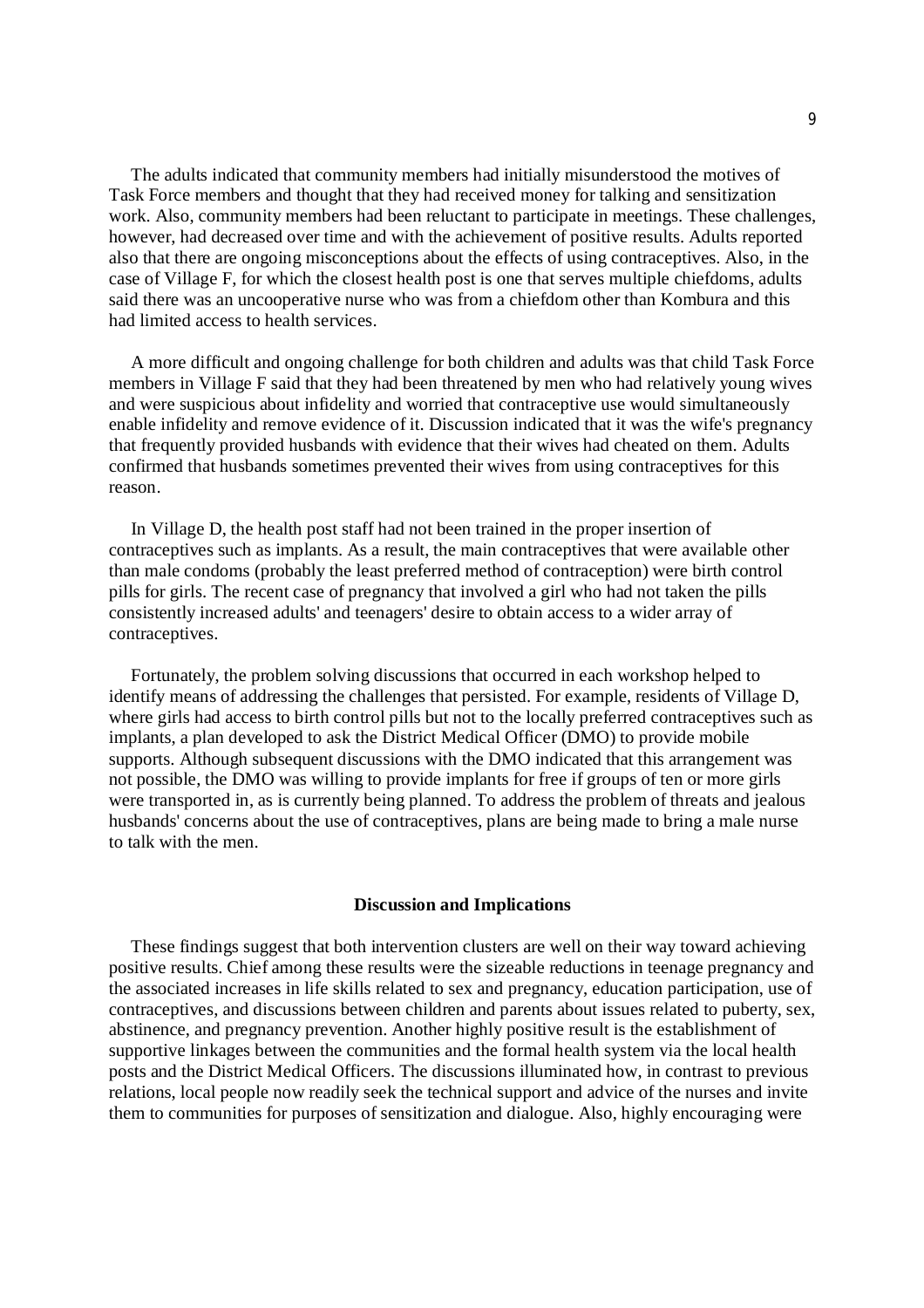The adults indicated that community members had initially misunderstood the motives of Task Force members and thought that they had received money for talking and sensitization work. Also, community members had been reluctant to participate in meetings. These challenges, however, had decreased over time and with the achievement of positive results. Adults reported also that there are ongoing misconceptions about the effects of using contraceptives. Also, in the case of Village F, for which the closest health post is one that serves multiple chiefdoms, adults said there was an uncooperative nurse who was from a chiefdom other than Kombura and this had limited access to health services.

A more difficult and ongoing challenge for both children and adults was that child Task Force members in Village F said that they had been threatened by men who had relatively young wives and were suspicious about infidelity and worried that contraceptive use would simultaneously enable infidelity and remove evidence of it. Discussion indicated that it was the wife's pregnancy that frequently provided husbands with evidence that their wives had cheated on them. Adults confirmed that husbands sometimes prevented their wives from using contraceptives for this reason.

In Village D, the health post staff had not been trained in the proper insertion of contraceptives such as implants. As a result, the main contraceptives that were available other than male condoms (probably the least preferred method of contraception) were birth control pills for girls. The recent case of pregnancy that involved a girl who had not taken the pills consistently increased adults' and teenagers' desire to obtain access to a wider array of contraceptives.

Fortunately, the problem solving discussions that occurred in each workshop helped to identify means of addressing the challenges that persisted. For example, residents of Village D, where girls had access to birth control pills but not to the locally preferred contraceptives such as implants, a plan developed to ask the District Medical Officer (DMO) to provide mobile supports. Although subsequent discussions with the DMO indicated that this arrangement was not possible, the DMO was willing to provide implants for free if groups of ten or more girls were transported in, as is currently being planned. To address the problem of threats and jealous husbands' concerns about the use of contraceptives, plans are being made to bring a male nurse to talk with the men.

## Discussion and Implications

These findings suggest that both intervention clusters are well on their way toward achieving positive results. Chief among these results were the sizeable reductions in teenage pregnancy and the associated increases in life skills related to sex and pregnancy, education participation, use of contraceptives, and discussions between children and parents about issues related to puberty, sex, abstinence, and pregnancy prevention. Another highly positive result is the establishment of supportive linkages between the communities and the formal health system via the local health posts and the District Medical Officers. The discussions illuminated how, in contrast to previous relations, local people now readily seek the technical support and advice of the nurses and invite them to communities for purposes of sensitization and dialogue. Also, highly encouraging were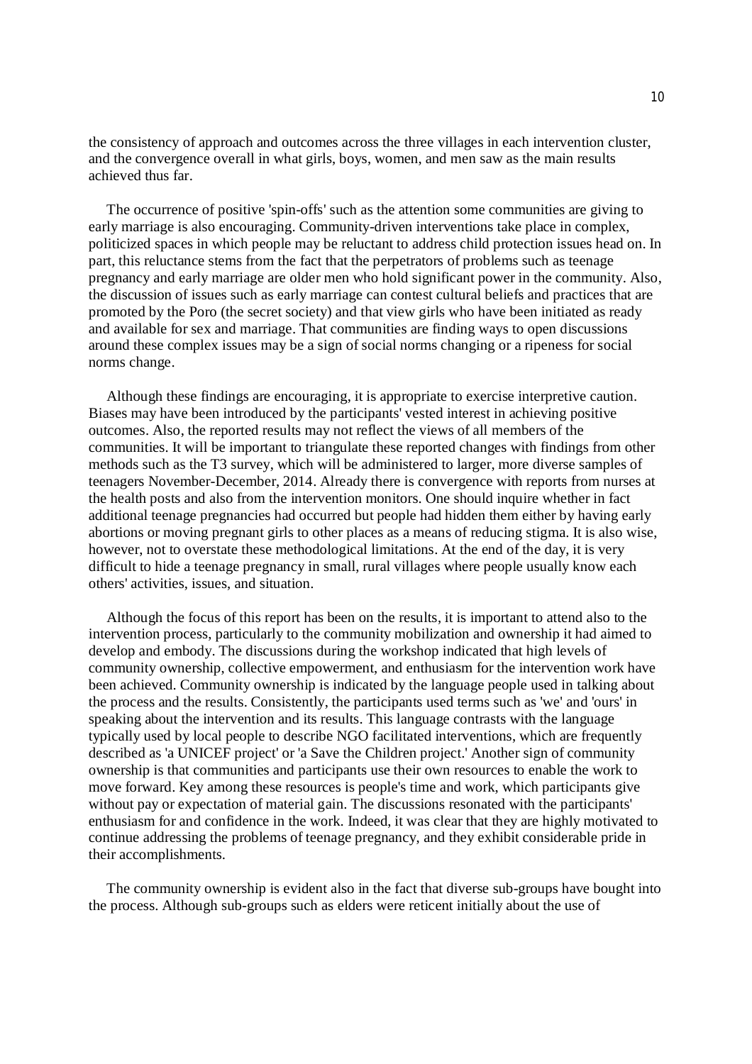the consistency of approach and outcomes across the three villages in each intervention cluster, and the convergence overall in what girls, boys, women, and men saw as the main results achieved thus far.

The occurrence of positive 'spin-offs' such as the attention some communities are giving to early marriage is also encouraging. Community-driven interventions take place in complex, politicized spaces in which people may be reluctant to address child protection issues head on. In part, this reluctance stems from the fact that the perpetrators of problems such as teenage pregnancy and early marriage are older men who hold significant power in the community. Also, the discussion of issues such as early marriage can contest cultural beliefs and practices that are promoted by the Poro (the secret society) and that view girls who have been initiated as ready and available for sex and marriage. That communities are finding ways to open discussions around these complex issues may be a sign of social norms changing or a ripeness for social norms change.

Although these findings are encouraging, it is appropriate to exercise interpretive caution. Biases may have been introduced by the participants' vested interest in achieving positive outcomes. Also, the reported results may not reflect the views of all members of the communities. It will be important to triangulate these reported changes with findings from other methods such as the T3 survey, which will be administered to larger, more diverse samples of teenagers November-December, 2014. Already there is convergence with reports from nurses at the health posts and also from the intervention monitors. One should inquire whether in fact additional teenage pregnancies had occurred but people had hidden them either by having early abortions or moving pregnant girls to other places as a means of reducing stigma. It is also wise, however, not to overstate these methodological limitations. At the end of the day, it is very difficult to hide a teenage pregnancy in small, rural villages where people usually know each others' activities, issues, and situation.

Although the focus of this report has been on the results, it is important to attend also to the intervention process, particularly to the community mobilization and ownership it had aimed to develop and embody. The discussions during the workshop indicated that high levels of community ownership, collective empowerment, and enthusiasm for the intervention work have been achieved. Community ownership is indicated by the language people used in talking about the process and the results. Consistently, the participants used terms such as 'we' and 'ours' in speaking about the intervention and its results. This language contrasts with the language typically used by local people to describe NGO facilitated interventions, which are frequently described as 'a UNICEF project' or 'a Save the Children project.' Another sign of community ownership is that communities and participants use their own resources to enable the work to move forward. Key among these resources is people's time and work, which participants give without pay or expectation of material gain. The discussions resonated with the participants' enthusiasm for and confidence in the work. Indeed, it was clear that they are highly motivated to continue addressing the problems of teenage pregnancy, and they exhibit considerable pride in their accomplishments.

The community ownership is evident also in the fact that diverse sub-groups have bought into the process. Although sub-groups such as elders were reticent initially about the use of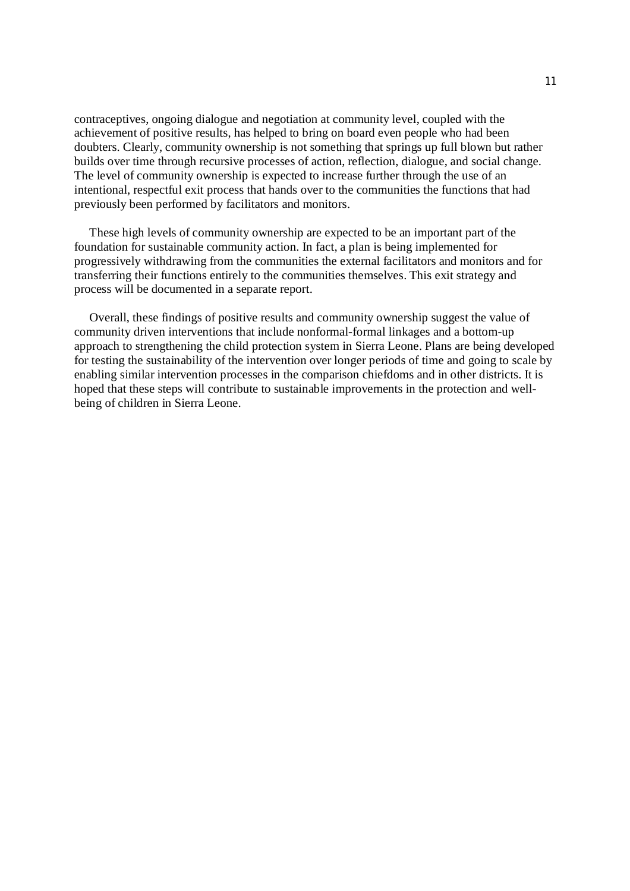contraceptives, ongoing dialogue and negotiation at community level, coupled with the achievement of positive results, has helped to bring on board even people who had been doubters. Clearly, community ownership is not something that springs up full blown but rather builds over time through recursive processes of action, reflection, dialogue, and social change. The level of community ownership is expected to increase further through the use of an intentional, respectful exit process that hands over to the communities the functions that had previously been performed by facilitators and monitors.

These high levels of community ownership are expected to be an important part of the foundation for sustainable community action. In fact, a plan is being implemented for progressively withdrawing from the communities the external facilitators and monitors and for transferring their functions entirely to the communities themselves. This exit strategy and process will be documented in a separate report.

Overall, these findings of positive results and community ownership suggest the value of community driven interventions that include nonformal-formal linkages and a bottom-up approach to strengthening the child protection system in Sierra Leone. Plans are being developed for testing the sustainability of the intervention over longer periods of time and going to scale by enabling similar intervention processes in the comparison chiefdoms and in other districts. It is hoped that these steps will contribute to sustainable improvements in the protection and well-being of children in Sierra Leone.